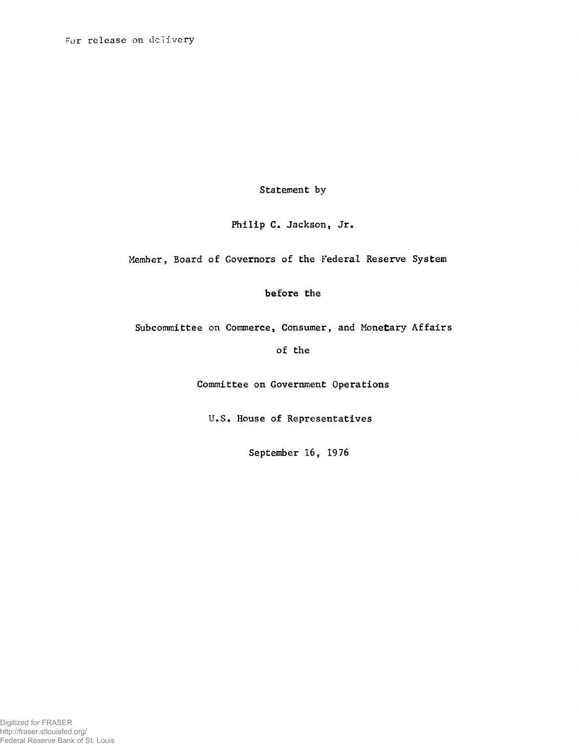For release on delivery

Statement by

Philip C. Jackson, Jr.

Member, Board of Governors of the Federal Reserve System

before the

Subcommittee on Commerce, Consumer, and Monetary Affairs

of the

Committee on Government Operations

U.S. House of Representatives

September 16, 1976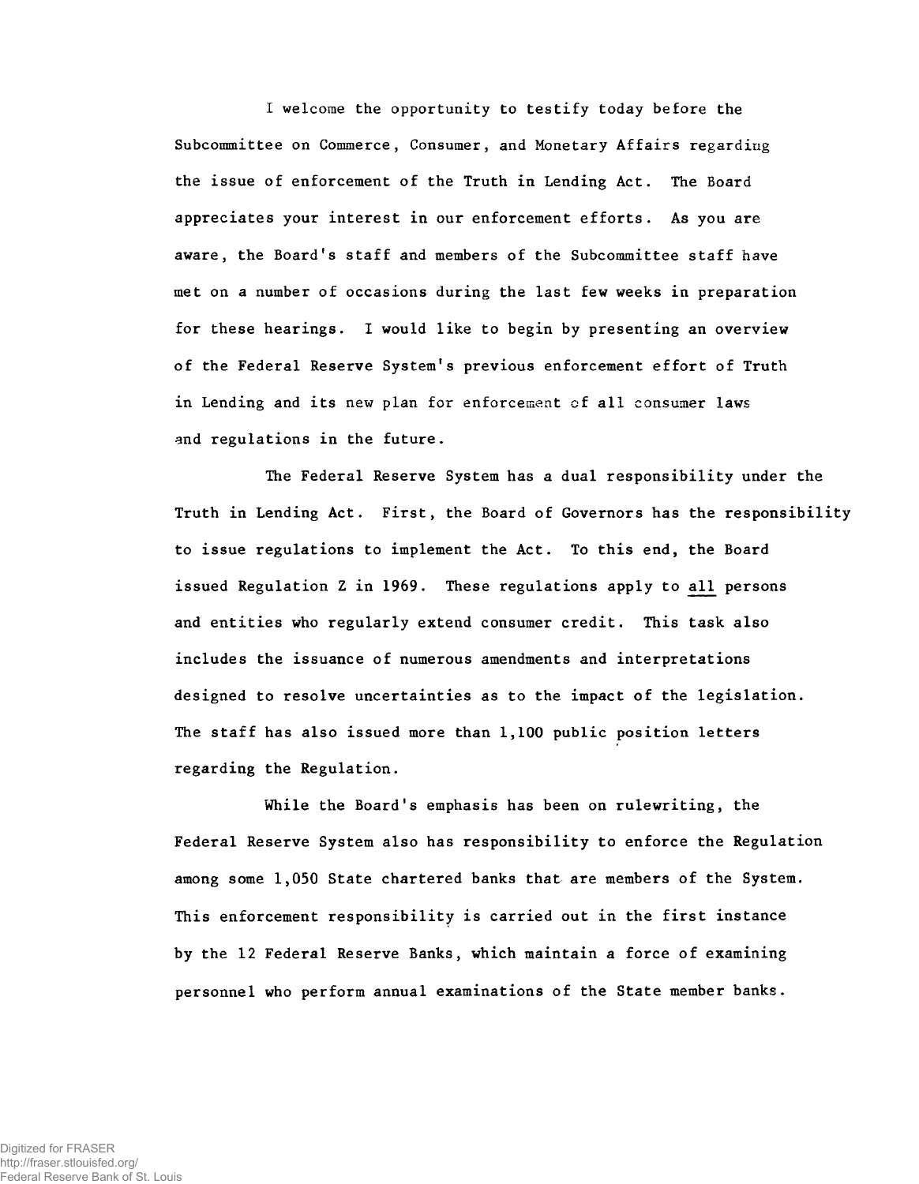I welcome the opportunity to testify today before the Subcommittee on Commerce, Consumer, and Monetary Affairs regarding the issue of enforcement of the Truth in Lending Act. The Board appreciates your interest in our enforcement efforts. As you are aware, the Board's staff and members of the Subcommittee staff have met on a number of occasions during the last few weeks in preparation for these hearings. I would like to begin by presenting an overview of the Federal Reserve System's previous enforcement effort of Truth in Lending and its new plan for enforcement of all consumer laws and regulations in the future.

The Federal Reserve System has a dual responsibility under the Truth in Lending Act. First, the Board of Governors has the responsibility to issue regulations to implement the Act. To this end, the Board issued Regulation Z in 1969. These regulations apply to all persons and entities who regularly extend consumer credit. This task also includes the issuance of numerous amendments and interpretations designed to resolve uncertainties as to the impact of the legislation. The staff has also issued more than 1,100 public position letters regarding the Regulation.

While the Board's emphasis has been on rulewriting, the Federal Reserve System also has responsibility to enforce the Regulation among some 1,050 State chartered banks that are members of the System. This enforcement responsibility is carried out in the first instance by the 12 Federal Reserve Banks, which maintain a force of examining personnel who perform annual examinations of the State member banks.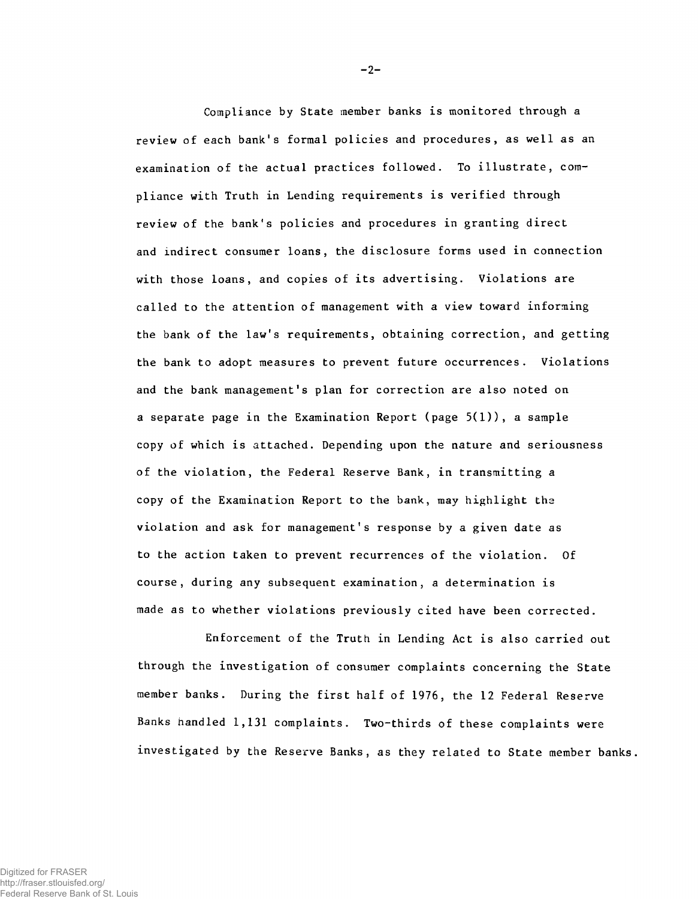Compliance by State member banks is monitored through a review of each bank's formal policies and procedures, as well as an examination of the actual practices followed. To illustrate, compliance with Truth in Lending requirements is verified through review of the bank's policies and procedures in granting direct and indirect consumer loans, the disclosure forms used in connection with those loans, and copies of its advertising. Violations are called to the attention of management with a view toward informing the bank of the law's requirements, obtaining correction, and getting the bank to adopt measures to prevent future occurrences. Violations and the bank management's plan for correction are also noted on a separate page in the Examination Report (page 5(1)), a sample copy of which is attached. Depending upon the nature and seriousness of the violation, the Federal Reserve Bank, in transmitting a copy of the Examination Report to the bank, may highlight the violation and ask for management's response by a given date as to the action taken to prevent recurrences of the violation. Of course, during any subsequent examination, a determination is made as to whether violations previously cited have been corrected.

Enforcement of the Truth in Lending Act is also carried out through the investigation of consumer complaints concerning the State member banks. During the first half of 1976, the 12 Federal Reserve Banks handled 1,131 complaints. Two-thirds of these complaints were investigated by the Reserve Banks, as they related to State member banks.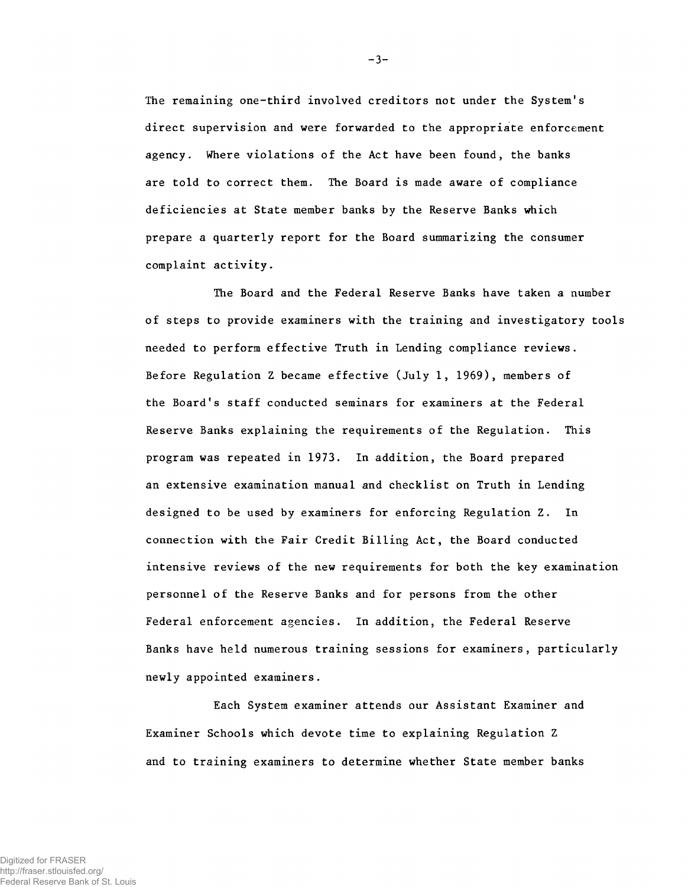The remaining one-third involved creditors not under the System's direct supervision and were forwarded to the appropriate enforcement agency. Where violations of the Act have been found, the banks are told to correct them. The Board is made aware of compliance deficiencies at State member banks by the Reserve Banks which prepare a quarterly report for the Board summarizing the consumer complaint activity.

The Board and the Federal Reserve Banks have taken a number of steps to provide examiners with the training and investigatory tools needed to perform effective Truth in Lending compliance reviews. Before Regulation Z became effective (July 1, 1969), members of the Board's staff conducted seminars for examiners at the Federal Reserve Banks explaining the requirements of the Regulation. This program was repeated in 1973. In addition, the Board prepared an extensive examination manual and checklist on Truth in Lending designed to be used by examiners for enforcing Regulation Z. In connection with the Fair Credit Billing Act, the Board conducted intensive reviews of the new requirements for both the key examination personnel of the Reserve Banks and for persons from the other Federal enforcement agencies. In addition, the Federal Reserve Banks have held numerous training sessions for examiners, particularly newly appointed examiners.

Each System examiner attends our Assistant Examiner and Examiner Schools which devote time to explaining Regulation Z and to training examiners to determine whether State member banks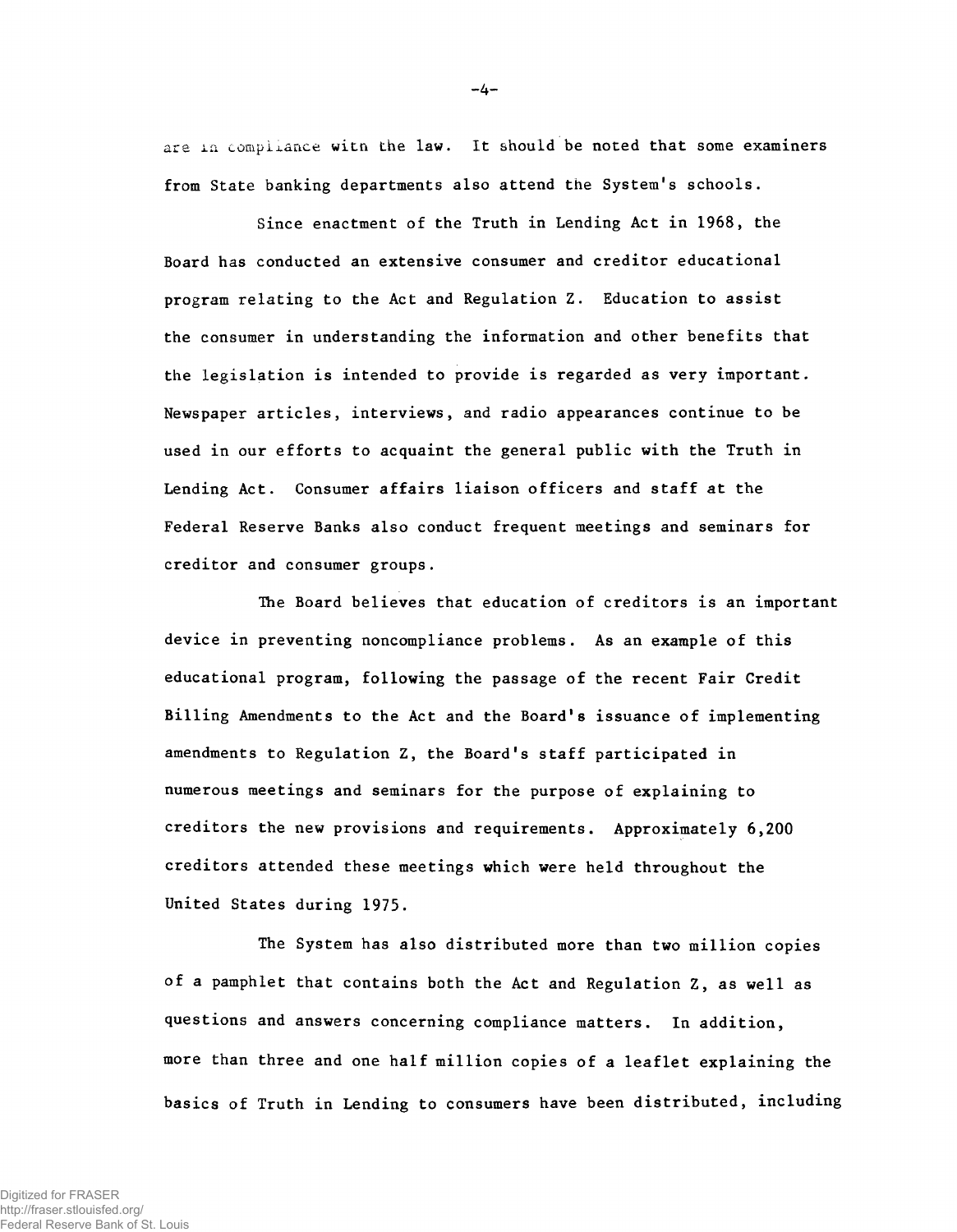are in compliance with the law. It should be noted that some examiners from State banking departments also attend the System's schools.

Since enactment of the Truth in Lending Act in 1968, the Board has conducted an extensive consumer and creditor educational program relating to the Act and Regulation Z. Education to assist the consumer in understanding the information and other benefits that the legislation is intended to provide is regarded as very important. Newspaper articles, interviews, and radio appearances continue to be used in our efforts to acquaint the general public with the Truth in Lending Act. Consumer affairs liaison officers and staff at the Federal Reserve Banks also conduct frequent meetings and seminars for creditor and consumer groups.

The Board believes that education of creditors is an important device in preventing noncompliance problems. As an example of this educational program, following the passage of the recent Fair Credit Billing Amendments to the Act and the Board's issuance of implementing amendments to Regulation Z, the Board's staff participated in numerous meetings and seminars for the purpose of explaining to creditors the new provisions and requirements. Approximately 6,200 creditors attended these meetings which were held throughout the United States during 1975.

The System has also distributed more than two million copies of a pamphlet that contains both the Act and Regulation Z, as well as questions and answers concerning compliance matters. In addition, more than three and one half million copies of a leaflet explaining the basics of Truth in Lending to consumers have been distributed, including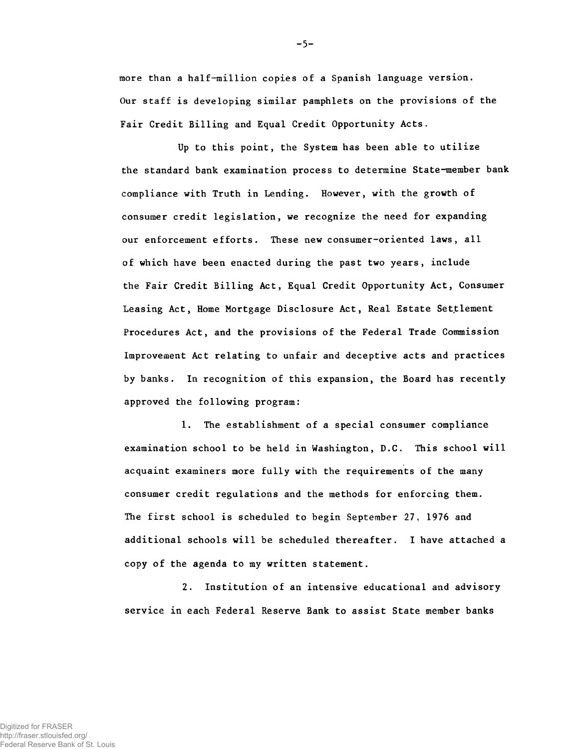more than a half-million copies of a Spanish language version. Our staff is developing similar pamphlets on the provisions of the Fair Credit Billing and Equal Credit Opportunity Acts.

Up to this point, the System has been able to utilize the standard bank examination process to determine State-member bank compliance with Truth in Lending. However, with the growth of consumer credit legislation, we recognize the need for expanding our enforcement efforts. These new consumer-oriented laws, all of which have been enacted during the past two years, include the Fair Credit Billing Act, Equal Credit Opportunity Act, Consumer Leasing Act, Home Mortgage Disclosure Act, Real Estate Settlement Procedures Act, and the provisions of the Federal Trade Commission Improvement Act relating to unfair and deceptive acts and practices by banks. In recognition of this expansion, the Board has recently approved the following program:

1. The establishment of a special consumer compliance examination school to be held in Washington, D.C. This school will acquaint examiners more fully with the requirements of the many consumer credit regulations and the methods for enforcing them. The first school is scheduled to begin September 27, 1976 and additional schools will be scheduled thereafter. I have attached a copy of the agenda to my written statement.

2. Institution of an intensive educational and advisory service in each Federal Reserve Bank to assist State member banks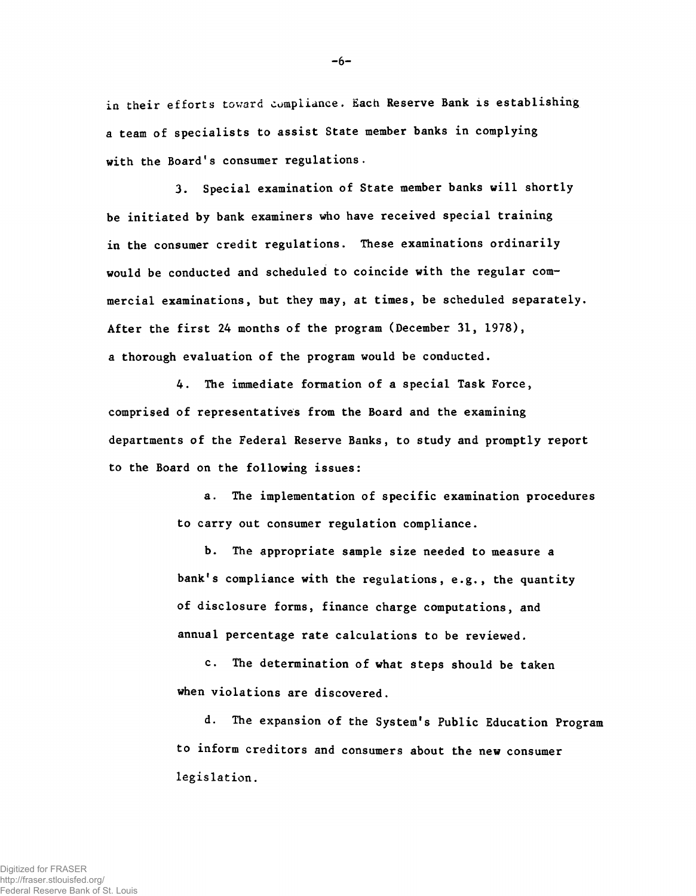in their efforts toward compliance. Each Reserve Bank is establishing a team of specialists to assist State member banks in complying with the Board's consumer regulations.

3. Special examination of State member banks will shortly be initiated by bank examiners who have received special training in the consumer credit regulations. These examinations ordinarily would be conducted and scheduled to coincide with the regular commercial examinations, but they may, at times, be scheduled separately. After the first 24 months of the program (December 31, 1978), a thorough evaluation of the program would be conducted.

4. The immediate formation of a special Task Force, comprised of representatives from the Board and the examining departments of the Federal Reserve Banks, to study and promptly report to the Board on the following issues:

  a. The implementation of specific examination procedures to carry out consumer regulation compliance.

  b. The appropriate sample size needed to measure a bank's compliance with the regulations, e.g., the quantity of disclosure forms, finance charge computations, and annual percentage rate calculations to be reviewed.

  c. The determination of what steps should be taken when violations are discovered.

  d. The expansion of the System's Public Education Program to inform creditors and consumers about the new consumer legislation.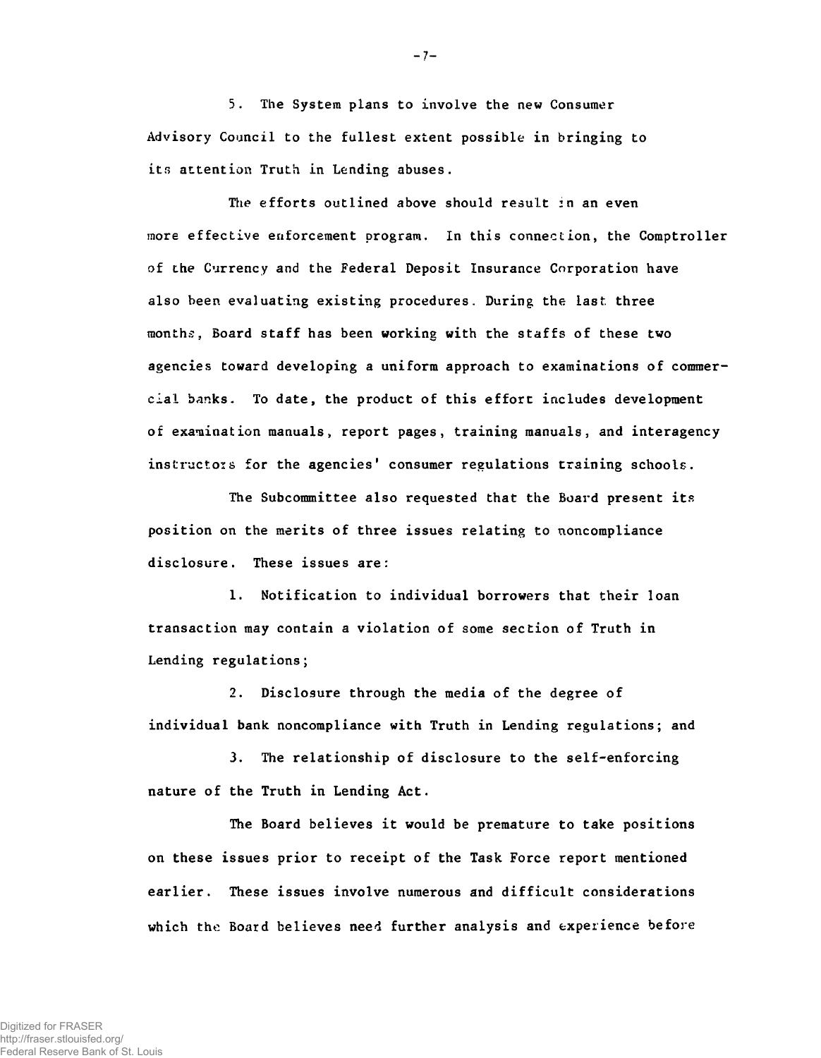5. The System plans to involve the new Consumer Advisory Council to the fullest extent possible in bringing to its attention Truth in Lending abuses.

The efforts outlined above should result in an even more effective enforcement program. In this connection, the Comptroller of the Currency and the Federal Deposit Insurance Corporation have also been evaluating existing procedures. During the last three months, Board staff has been working with the staffs of these two agencies toward developing a uniform approach to examinations of commercial banks. To date, the product of this effort includes development of examination manuals, report pages, training manuals, and interagency instructors for the agencies' consumer regulations training schools.

The Subcommittee also requested that the Board present its position on the merits of three issues relating to noncompliance disclosure. These issues are:

1. Notification to individual borrowers that their loan transaction may contain a violation of some section of Truth in Lending regulations;

2. Disclosure through the media of the degree of individual bank noncompliance with Truth in Lending regulations; and

3. The relationship of disclosure to the self-enforcing nature of the Truth in Lending Act.

The Board believes it would be premature to take positions on these issues prior to receipt of the Task Force report mentioned earlier. These issues involve numerous and difficult considerations which the Board believes need further analysis and experience before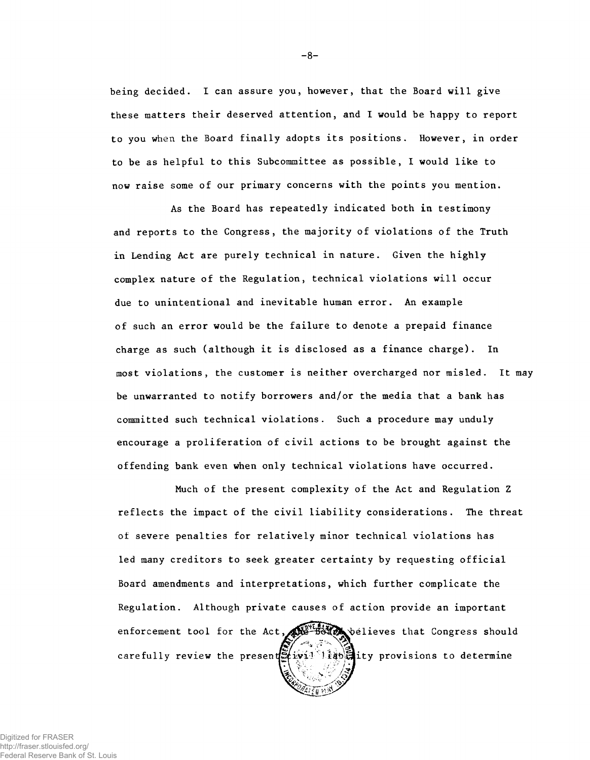being decided. I can assure you, however, that the Board will give these matters their deserved attention, and I would be happy to report to you when the Board finally adopts its positions. However, in order to be as helpful to this Subcommittee as possible, I would like to now raise some of our primary concerns with the points you mention.

As the Board has repeatedly indicated both in testimony and reports to the Congress, the majority of violations of the Truth in Lending Act are purely technical in nature. Given the highly complex nature of the Regulation, technical violations will occur due to unintentional and inevitable human error. An example of such an error would be the failure to denote a prepaid finance charge as such (although it is disclosed as a finance charge). In most violations, the customer is neither overcharged nor misled. It may be unwarranted to notify borrowers and/or the media that a bank has committed such technical violations. Such a procedure may unduly encourage a proliferation of civil actions to be brought against the offending bank even when only technical violations have occurred.

Much of the present complexity of the Act and Regulation Z reflects the impact of the civil liability considerations. The threat of severe penalties for relatively minor technical violations has led many creditors to seek greater certainty by requesting official Board amendments and interpretations, which further complicate the Regulation. Although private causes of action provide an important enforcement tool for the Act, the Board believes that Congress should carefully review the present civil liability provisions to determine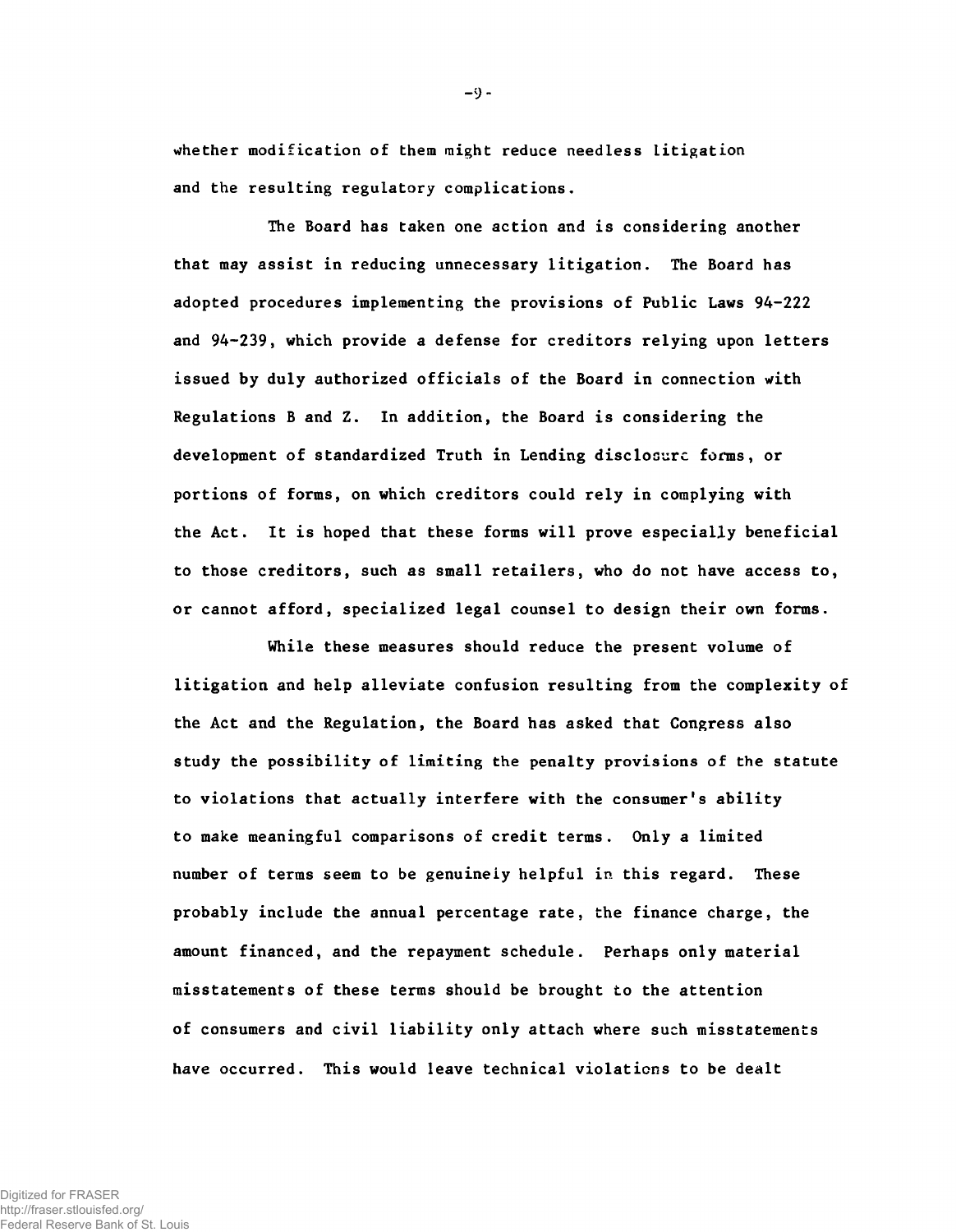whether modification of them might reduce needless litigation and the resulting regulatory complications.

The Board has taken one action and is considering another that may assist in reducing unnecessary litigation. The Board has adopted procedures implementing the provisions of Public Laws 94-222 and 94-239, which provide a defense for creditors relying upon letters issued by duly authorized officials of the Board in connection with Regulations B and Z. In addition, the Board is considering the development of standardized Truth in Lending disclosure forms, or portions of forms, on which creditors could rely in complying with the Act. It is hoped that these forms will prove especially beneficial to those creditors, such as small retailers, who do not have access to, or cannot afford, specialized legal counsel to design their own forms.

While these measures should reduce the present volume of litigation and help alleviate confusion resulting from the complexity of the Act and the Regulation, the Board has asked that Congress also study the possibility of limiting the penalty provisions of the statute to violations that actually interfere with the consumer's ability to make meaningful comparisons of credit terms. Only a limited number of terms seem to be genuinely helpful in this regard. These probably include the annual percentage rate, the finance charge, the amount financed, and the repayment schedule. Perhaps only material misstatements of these terms should be brought to the attention of consumers and civil liability only attach where such misstatements have occurred. This would leave technical violations to be dealt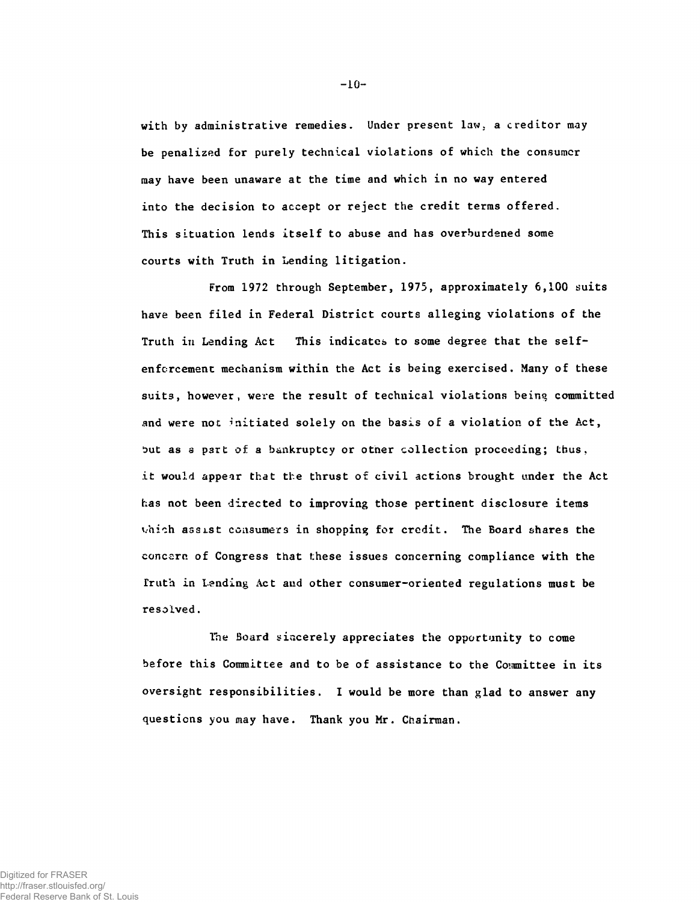with by administrative remedies. Under present law, a creditor may be penalized for purely technical violations of which the consumer may have been unaware at the time and which in no way entered into the decision to accept or reject the credit terms offered. This situation lends itself to abuse and has overburdened some courts with Truth in Lending litigation.

From 1972 through September, 1975, approximately 6,100 suits have been filed in Federal District courts alleging violations of the Truth in Lending Act This indicates to some degree that the self-enforcement mechanism within the Act is being exercised. Many of these suits, however, were the result of technical violations being committed and were not initiated solely on the basis of a violation of the Act, but as a part of a bankruptcy or other collection proceeding; thus, it would appear that the thrust of civil actions brought under the Act has not been directed to improving those pertinent disclosure items which assist consumers in shopping for credit. The Board shares the concern of Congress that these issues concerning compliance with the Truth in Lending Act and other consumer-oriented regulations must be resolved.

The Board sincerely appreciates the opportunity to come before this Committee and to be of assistance to the Committee in its oversight responsibilities. I would be more than glad to answer any questions you may have. Thank you Mr. Chairman.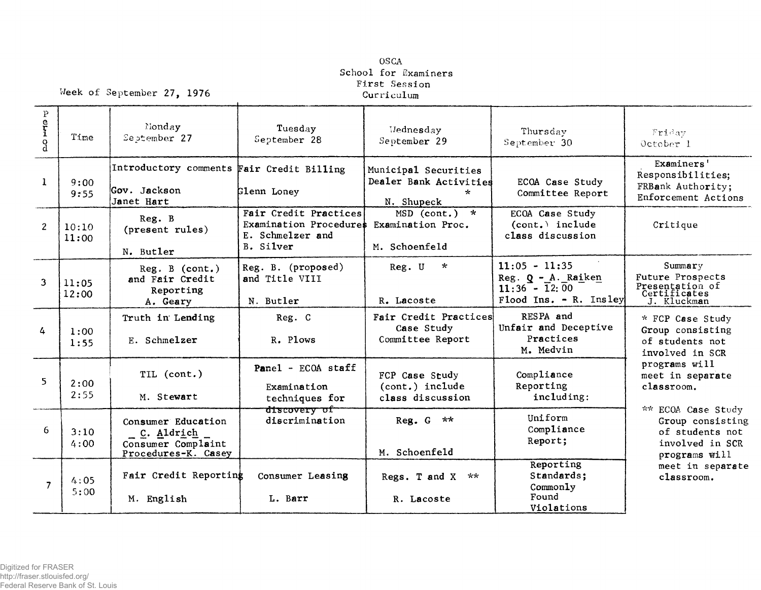OSCA
School for Examiners
First Session
Curriculum

Week of September 27, 1976

| Period | Time | Monday September 27 | Tuesday September 28 | Wednesday September 29 | Thursday September 30 | Friday October 1 |
|---|---|---|---|---|---|---|
| 1 | 9:00 9:55 | Introductory comments Gov. Jackson Janet Hart | Fair Credit Billing Glenn Loney | Municipal Securities Dealer Bank Activities * N. Shupeck | ECOA Case Study Committee Report | Examiners' Responsibilities; FRBank Authority; Enforcement Actions |
| 2 | 10:10 11:00 | Reg. B (present rules) N. Butler | Fair Credit Practices Examination Procedures E. Schmelzer and B. Silver | MSD (cont.) * Examination Proc. M. Schoenfeld | ECOA Case Study (cont.) include class discussion | Critique |
| 3 | 11:05 12:00 | Reg. B (cont.) and Fair Credit Reporting A. Geary | Reg. B. (proposed) and Title VIII N. Butler | Reg. U * R. Lacoste | 11:05 - 11:35 Reg. Q - A. Raiken 11:36 - 12:00 Flood Ins. - R. Insley | Summary Future Prospects Presentation of Certificates J. Kluckman |
| 4 | 1:00 1:55 | Truth in Lending E. Schmelzer | Reg. C R. Plows | Fair Credit Practices Case Study Committee Report | RESPA and Unfair and Deceptive Practices M. Medvin | * FCP Case Study Group consisting of students not involved in SCR programs will meet in separate classroom. |
| 5 | 2:00 2:55 | TIL (cont.) M. Stewart | Panel - ECOA staff Examination techniques for discovery of discrimination | FCP Case Study (cont.) include class discussion | Compliance Reporting including: | |
| 6 | 3:10 4:00 | Consumer Education C. Aldrich Consumer Complaint Procedures-K. Casey | | Reg. G ** M. Schoenfeld | Uniform Compliance Report; | ** ECOA Case Study Group consisting of students not involved in SCR programs will meet in separate classroom. |
| 7 | 4:05 5:00 | Fair Credit Reporting M. English | Consumer Leasing L. Barr | Regs. T and X ** R. Lacoste | Reporting Standards; Commonly Found Violations | |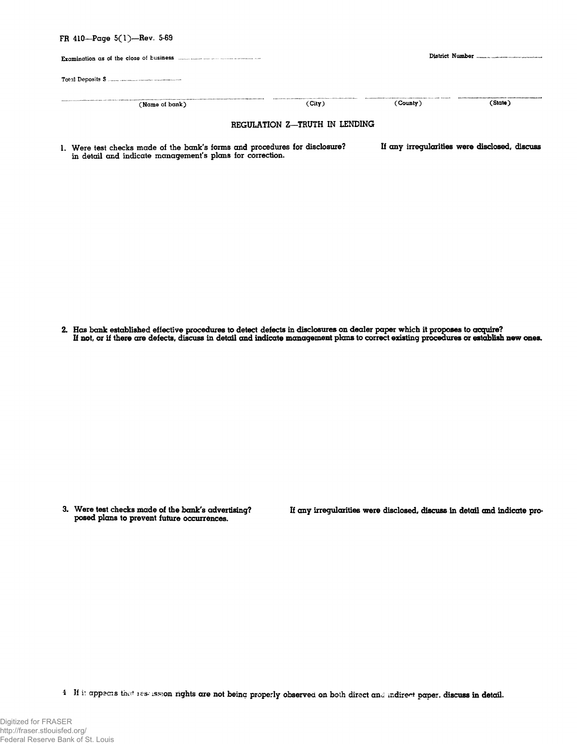FR 410—Page 5(1)—Rev. 5-69

Examination as of the close of business ................................................ District Number ........................................

Total Deposits $ ................................................

| (Name of bank) | (City) | (County) | (State) |
|---|---|---|---|

## REGULATION Z—TRUTH IN LENDING

1. Were test checks made of the bank's forms and procedures for disclosure? If any irregularities were disclosed, discuss in detail and indicate management's plans for correction.

2. Has bank established effective procedures to detect defects in disclosures on dealer paper which it proposes to acquire? If not, or if there are defects, discuss in detail and indicate management plans to correct existing procedures or establish new ones.

3. Were test checks made of the bank's advertising? If any irregularities were disclosed, discuss in detail and indicate proposed plans to prevent future occurrences.

4. If it appears that rescission rights are not being properly observed on both direct and indirect paper, discuss in detail.